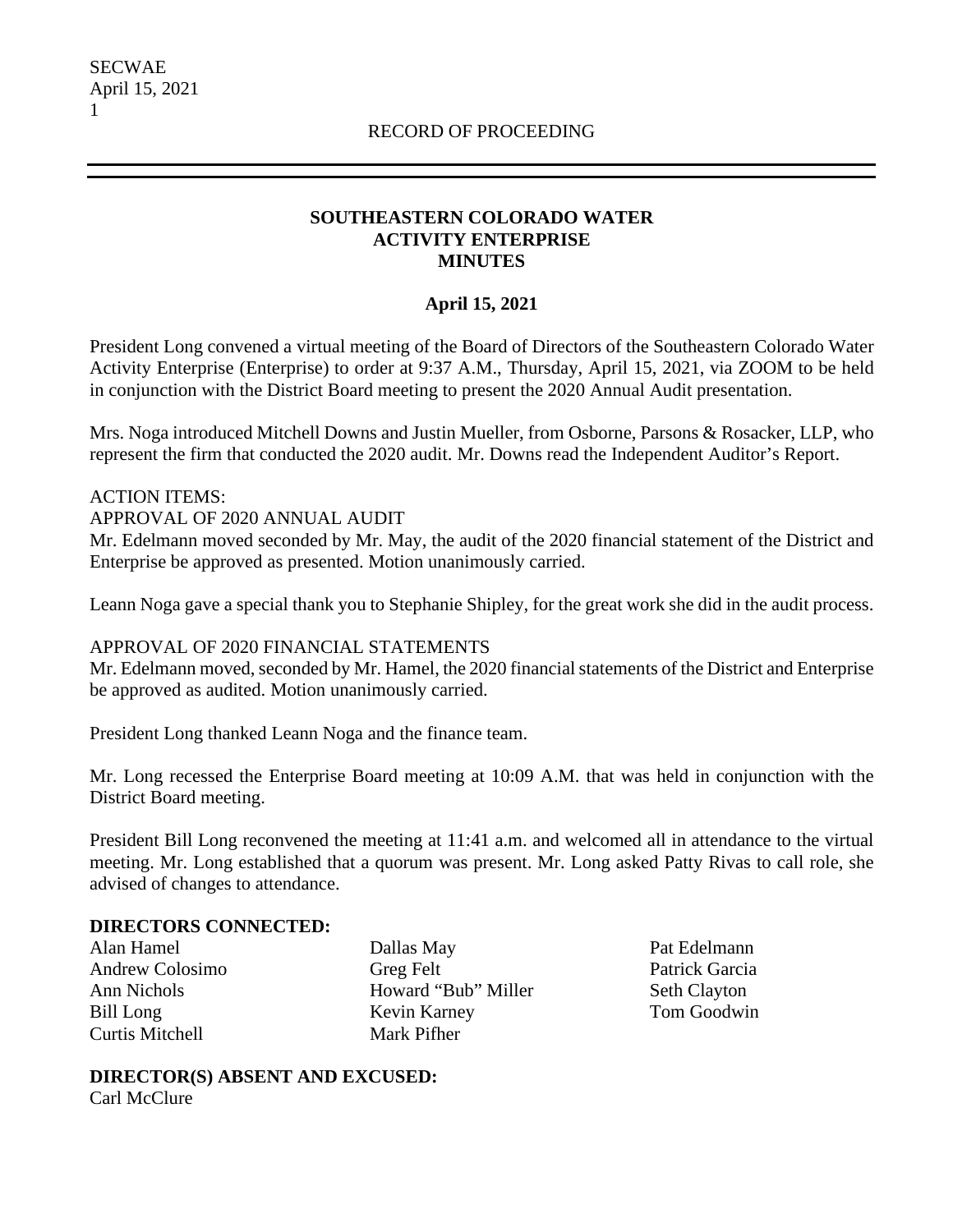RECORD OF PROCEEDING

# SOUTHEASTERN COLORADO WATER ACTIVITY ENTERPRISE MINUTES

## April 15, 2021

President Long convened a virtual meeting of the Board of Directors of the Southeastern Colorado Water Activity Enterprise (Enterprise) to order at 9:37 A.M., Thursday, April 15, 2021, via ZOOM to be held in conjunction with the District Board meeting to present the 2020 Annual Audit presentation.

Mrs. Noga introduced Mitchell Downs and Justin Mueller, from Osborne, Parsons & Rosacker, LLP, who represent the firm that conducted the 2020 audit. Mr. Downs read the Independent Auditor's Report.

ACTION ITEMS:

APPROVAL OF 2020 ANNUAL AUDIT

Mr. Edelmann moved seconded by Mr. May, the audit of the 2020 financial statement of the District and Enterprise be approved as presented. Motion unanimously carried.

Leann Noga gave a special thank you to Stephanie Shipley, for the great work she did in the audit process.

APPROVAL OF 2020 FINANCIAL STATEMENTS

Mr. Edelmann moved, seconded by Mr. Hamel, the 2020 financial statements of the District and Enterprise be approved as audited. Motion unanimously carried.

President Long thanked Leann Noga and the finance team.

Mr. Long recessed the Enterprise Board meeting at 10:09 A.M. that was held in conjunction with the District Board meeting.

President Bill Long reconvened the meeting at 11:41 a.m. and welcomed all in attendance to the virtual meeting. Mr. Long established that a quorum was present. Mr. Long asked Patty Rivas to call role, she advised of changes to attendance.

**DIRECTORS CONNECTED:**

Alan Hamel
Andrew Colosimo
Ann Nichols
Bill Long
Curtis Mitchell
Dallas May
Greg Felt
Howard "Bub" Miller
Kevin Karney
Mark Pifher
Pat Edelmann
Patrick Garcia
Seth Clayton
Tom Goodwin

**DIRECTOR(S) ABSENT AND EXCUSED:**

Carl McClure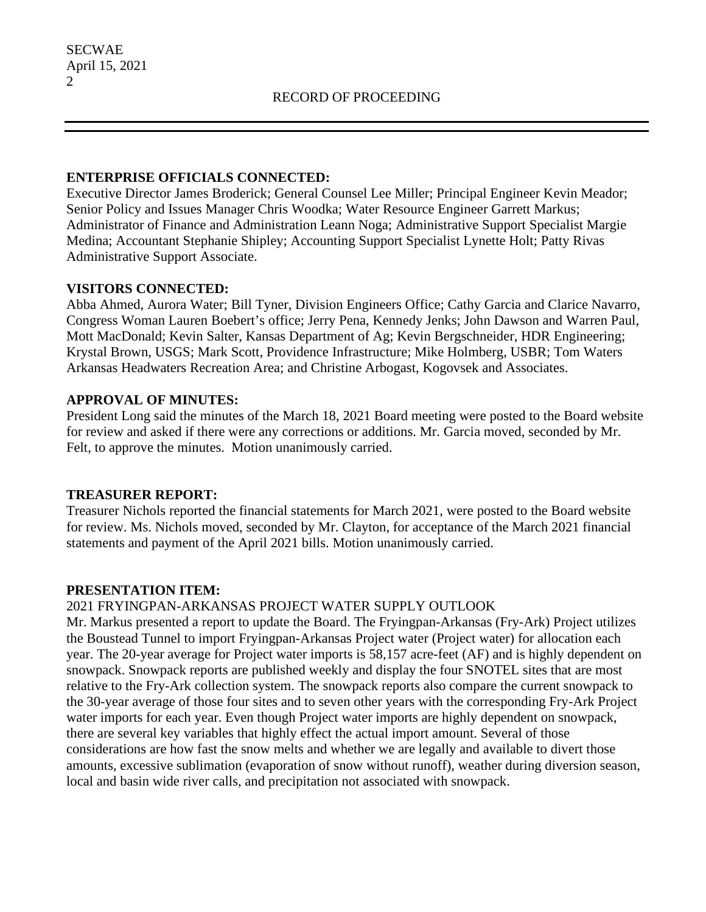**ENTERPRISE OFFICIALS CONNECTED:**
Executive Director James Broderick; General Counsel Lee Miller; Principal Engineer Kevin Meador; Senior Policy and Issues Manager Chris Woodka; Water Resource Engineer Garrett Markus; Administrator of Finance and Administration Leann Noga; Administrative Support Specialist Margie Medina; Accountant Stephanie Shipley; Accounting Support Specialist Lynette Holt; Patty Rivas Administrative Support Associate.

**VISITORS CONNECTED:**
Abba Ahmed, Aurora Water; Bill Tyner, Division Engineers Office; Cathy Garcia and Clarice Navarro, Congress Woman Lauren Boebert's office; Jerry Pena, Kennedy Jenks; John Dawson and Warren Paul, Mott MacDonald; Kevin Salter, Kansas Department of Ag; Kevin Bergschneider, HDR Engineering; Krystal Brown, USGS; Mark Scott, Providence Infrastructure; Mike Holmberg, USBR; Tom Waters Arkansas Headwaters Recreation Area; and Christine Arbogast, Kogovsek and Associates.

**APPROVAL OF MINUTES:**
President Long said the minutes of the March 18, 2021 Board meeting were posted to the Board website for review and asked if there were any corrections or additions. Mr. Garcia moved, seconded by Mr. Felt, to approve the minutes. Motion unanimously carried.

**TREASURER REPORT:**
Treasurer Nichols reported the financial statements for March 2021, were posted to the Board website for review. Ms. Nichols moved, seconded by Mr. Clayton, for acceptance of the March 2021 financial statements and payment of the April 2021 bills. Motion unanimously carried.

**PRESENTATION ITEM:**

2021 FRYINGPAN-ARKANSAS PROJECT WATER SUPPLY OUTLOOK

Mr. Markus presented a report to update the Board. The Fryingpan-Arkansas (Fry-Ark) Project utilizes the Boustead Tunnel to import Fryingpan-Arkansas Project water (Project water) for allocation each year. The 20-year average for Project water imports is 58,157 acre-feet (AF) and is highly dependent on snowpack. Snowpack reports are published weekly and display the four SNOTEL sites that are most relative to the Fry-Ark collection system. The snowpack reports also compare the current snowpack to the 30-year average of those four sites and to seven other years with the corresponding Fry-Ark Project water imports for each year. Even though Project water imports are highly dependent on snowpack, there are several key variables that highly effect the actual import amount. Several of those considerations are how fast the snow melts and whether we are legally and available to divert those amounts, excessive sublimation (evaporation of snow without runoff), weather during diversion season, local and basin wide river calls, and precipitation not associated with snowpack.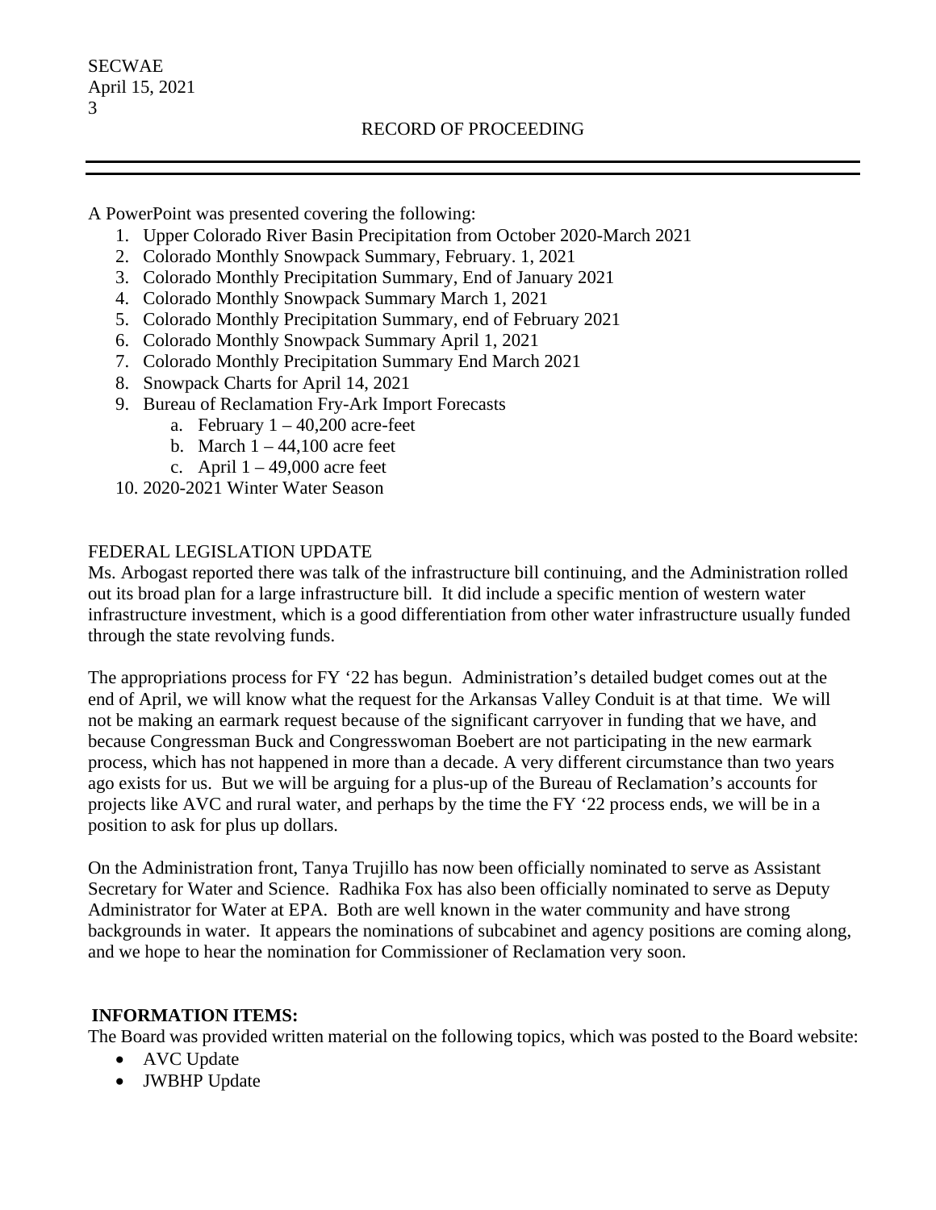A PowerPoint was presented covering the following:

1. Upper Colorado River Basin Precipitation from October 2020-March 2021
2. Colorado Monthly Snowpack Summary, February. 1, 2021
3. Colorado Monthly Precipitation Summary, End of January 2021
4. Colorado Monthly Snowpack Summary March 1, 2021
5. Colorado Monthly Precipitation Summary, end of February 2021
6. Colorado Monthly Snowpack Summary April 1, 2021
7. Colorado Monthly Precipitation Summary End March 2021
8. Snowpack Charts for April 14, 2021
9. Bureau of Reclamation Fry-Ark Import Forecasts
   a. February 1 – 40,200 acre-feet
   b. March 1 – 44,100 acre feet
   c. April 1 – 49,000 acre feet
10. 2020-2021 Winter Water Season

FEDERAL LEGISLATION UPDATE

Ms. Arbogast reported there was talk of the infrastructure bill continuing, and the Administration rolled out its broad plan for a large infrastructure bill. It did include a specific mention of western water infrastructure investment, which is a good differentiation from other water infrastructure usually funded through the state revolving funds.

The appropriations process for FY '22 has begun. Administration's detailed budget comes out at the end of April, we will know what the request for the Arkansas Valley Conduit is at that time. We will not be making an earmark request because of the significant carryover in funding that we have, and because Congressman Buck and Congresswoman Boebert are not participating in the new earmark process, which has not happened in more than a decade. A very different circumstance than two years ago exists for us. But we will be arguing for a plus-up of the Bureau of Reclamation's accounts for projects like AVC and rural water, and perhaps by the time the FY '22 process ends, we will be in a position to ask for plus up dollars.

On the Administration front, Tanya Trujillo has now been officially nominated to serve as Assistant Secretary for Water and Science. Radhika Fox has also been officially nominated to serve as Deputy Administrator for Water at EPA. Both are well known in the water community and have strong backgrounds in water. It appears the nominations of subcabinet and agency positions are coming along, and we hope to hear the nomination for Commissioner of Reclamation very soon.

**INFORMATION ITEMS:**

The Board was provided written material on the following topics, which was posted to the Board website:

- AVC Update
- JWBHP Update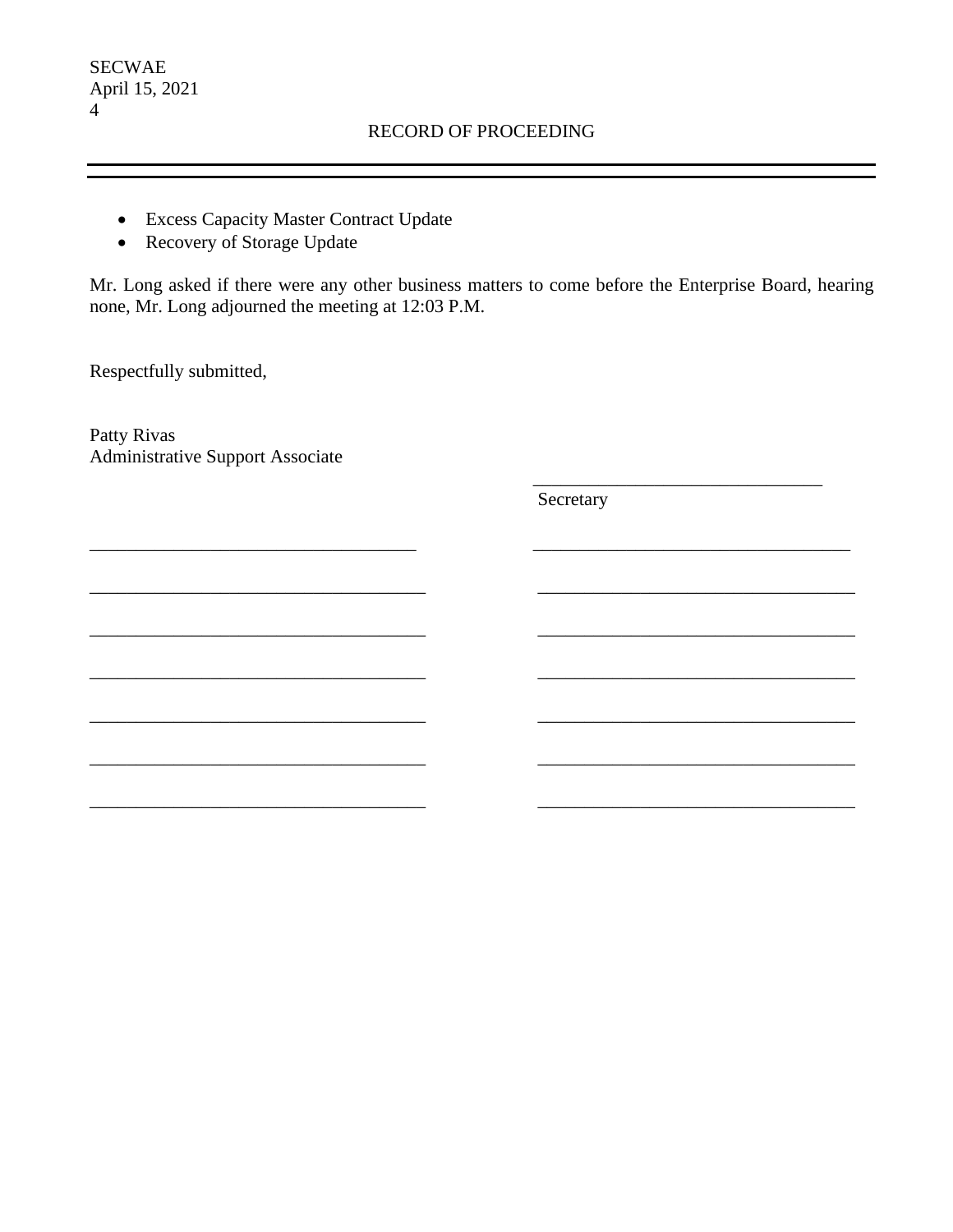- Excess Capacity Master Contract Update
- Recovery of Storage Update

Mr. Long asked if there were any other business matters to come before the Enterprise Board, hearing none, Mr. Long adjourned the meeting at 12:03 P.M.

Respectfully submitted,

Patty Rivas
Administrative Support Associate

_______________________________
Secretary

___________________________________ ___________________________________

___________________________________ ___________________________________

___________________________________ ___________________________________

___________________________________ ___________________________________

___________________________________ ___________________________________

___________________________________ ___________________________________

___________________________________ ___________________________________